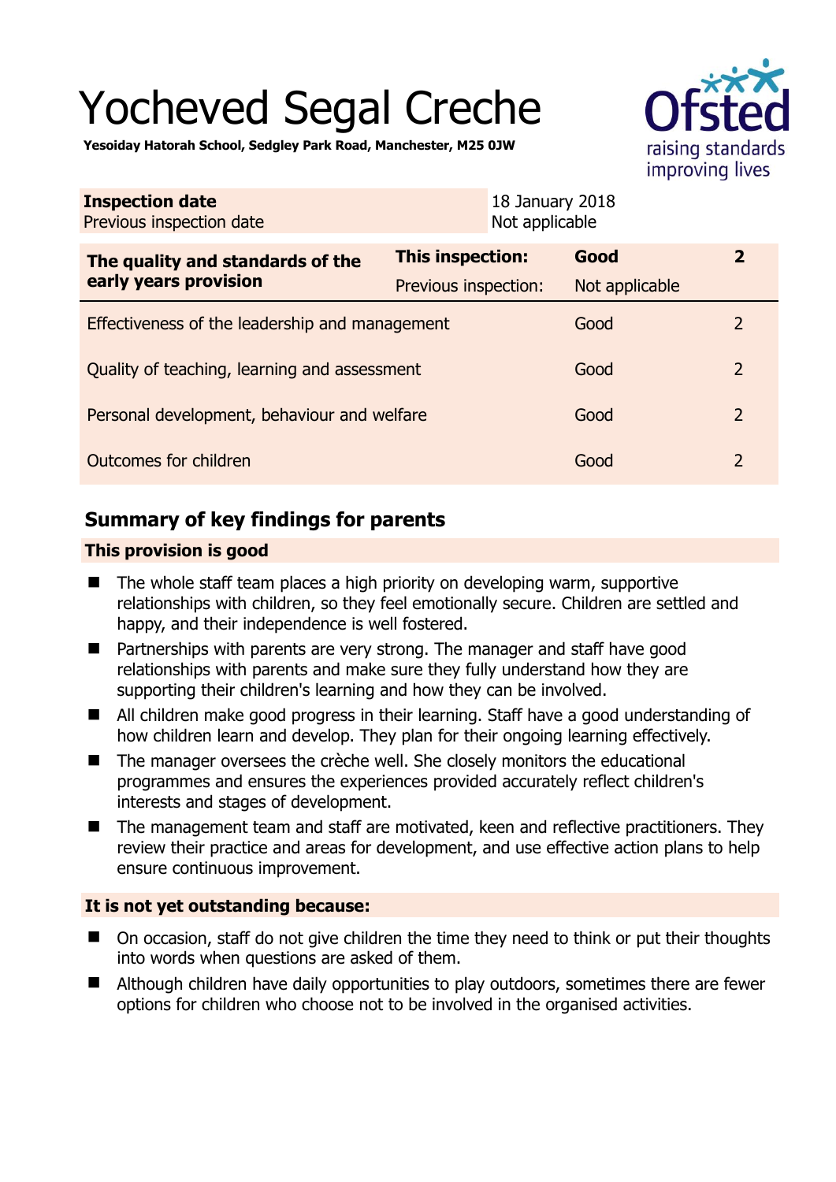# Yocheved Segal Creche

**Yesoiday Hatorah School, Sedgley Park Road, Manchester, M25 0JW**

| **Inspection date** | 18 January 2018 |
|---|---|
| Previous inspection date | Not applicable |

| **The quality and standards of the early years provision** | **This inspection:** | **Good** | **2** |
|---|---|---|---|
| | Previous inspection: | Not applicable | |
| Effectiveness of the leadership and management | | Good | 2 |
| Quality of teaching, learning and assessment | | Good | 2 |
| Personal development, behaviour and welfare | | Good | 2 |
| Outcomes for children | | Good | 2 |

## Summary of key findings for parents

### This provision is good

- The whole staff team places a high priority on developing warm, supportive relationships with children, so they feel emotionally secure. Children are settled and happy, and their independence is well fostered.
- Partnerships with parents are very strong. The manager and staff have good relationships with parents and make sure they fully understand how they are supporting their children's learning and how they can be involved.
- All children make good progress in their learning. Staff have a good understanding of how children learn and develop. They plan for their ongoing learning effectively.
- The manager oversees the crèche well. She closely monitors the educational programmes and ensures the experiences provided accurately reflect children's interests and stages of development.
- The management team and staff are motivated, keen and reflective practitioners. They review their practice and areas for development, and use effective action plans to help ensure continuous improvement.

### It is not yet outstanding because:

- On occasion, staff do not give children the time they need to think or put their thoughts into words when questions are asked of them.
- Although children have daily opportunities to play outdoors, sometimes there are fewer options for children who choose not to be involved in the organised activities.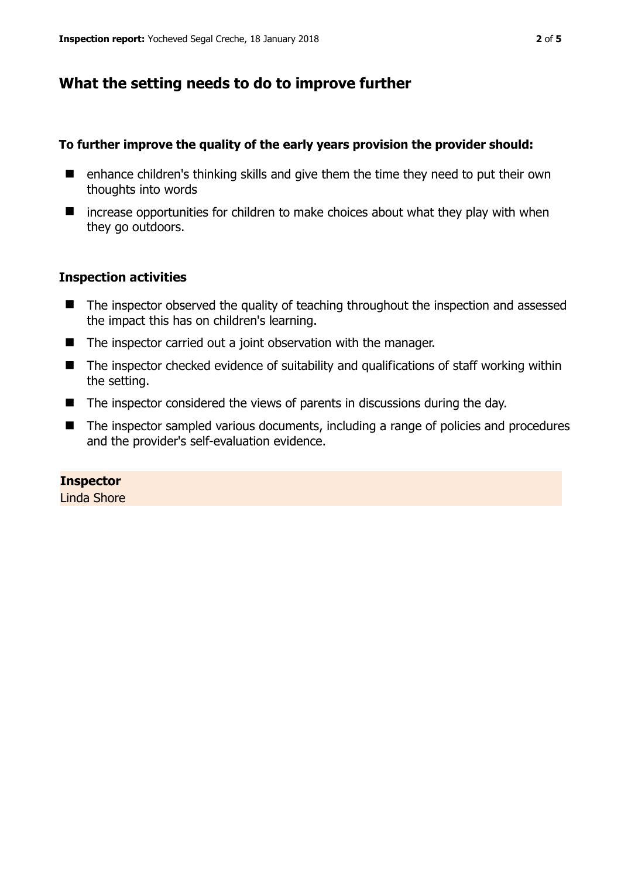## What the setting needs to do to improve further

**To further improve the quality of the early years provision the provider should:**

- enhance children's thinking skills and give them the time they need to put their own thoughts into words
- increase opportunities for children to make choices about what they play with when they go outdoors.

### Inspection activities

- The inspector observed the quality of teaching throughout the inspection and assessed the impact this has on children's learning.
- The inspector carried out a joint observation with the manager.
- The inspector checked evidence of suitability and qualifications of staff working within the setting.
- The inspector considered the views of parents in discussions during the day.
- The inspector sampled various documents, including a range of policies and procedures and the provider's self-evaluation evidence.

**Inspector**
Linda Shore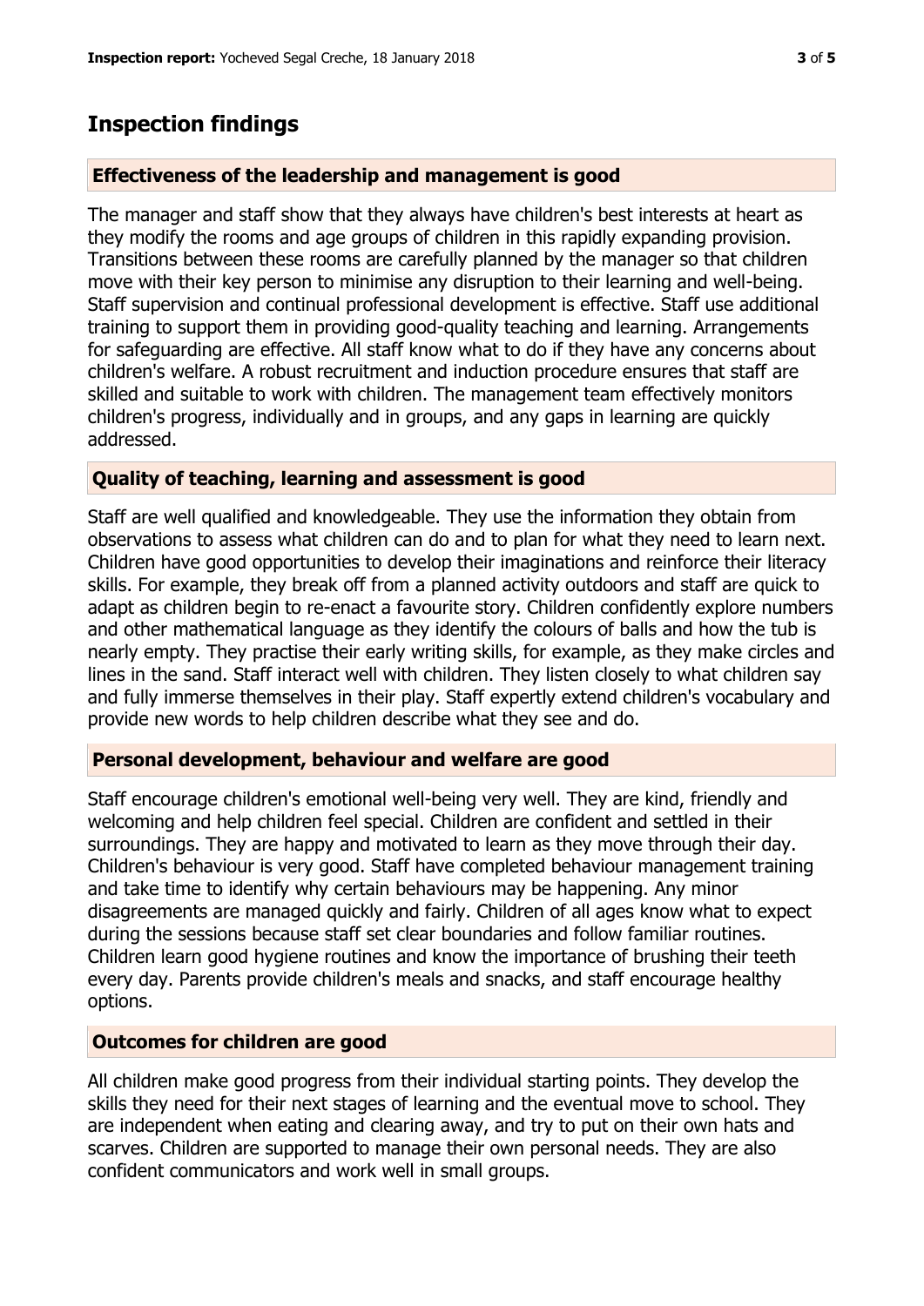## Inspection findings

### Effectiveness of the leadership and management is good

The manager and staff show that they always have children's best interests at heart as they modify the rooms and age groups of children in this rapidly expanding provision. Transitions between these rooms are carefully planned by the manager so that children move with their key person to minimise any disruption to their learning and well-being. Staff supervision and continual professional development is effective. Staff use additional training to support them in providing good-quality teaching and learning. Arrangements for safeguarding are effective. All staff know what to do if they have any concerns about children's welfare. A robust recruitment and induction procedure ensures that staff are skilled and suitable to work with children. The management team effectively monitors children's progress, individually and in groups, and any gaps in learning are quickly addressed.

### Quality of teaching, learning and assessment is good

Staff are well qualified and knowledgeable. They use the information they obtain from observations to assess what children can do and to plan for what they need to learn next. Children have good opportunities to develop their imaginations and reinforce their literacy skills. For example, they break off from a planned activity outdoors and staff are quick to adapt as children begin to re-enact a favourite story. Children confidently explore numbers and other mathematical language as they identify the colours of balls and how the tub is nearly empty. They practise their early writing skills, for example, as they make circles and lines in the sand. Staff interact well with children. They listen closely to what children say and fully immerse themselves in their play. Staff expertly extend children's vocabulary and provide new words to help children describe what they see and do.

### Personal development, behaviour and welfare are good

Staff encourage children's emotional well-being very well. They are kind, friendly and welcoming and help children feel special. Children are confident and settled in their surroundings. They are happy and motivated to learn as they move through their day. Children's behaviour is very good. Staff have completed behaviour management training and take time to identify why certain behaviours may be happening. Any minor disagreements are managed quickly and fairly. Children of all ages know what to expect during the sessions because staff set clear boundaries and follow familiar routines. Children learn good hygiene routines and know the importance of brushing their teeth every day. Parents provide children's meals and snacks, and staff encourage healthy options.

### Outcomes for children are good

All children make good progress from their individual starting points. They develop the skills they need for their next stages of learning and the eventual move to school. They are independent when eating and clearing away, and try to put on their own hats and scarves. Children are supported to manage their own personal needs. They are also confident communicators and work well in small groups.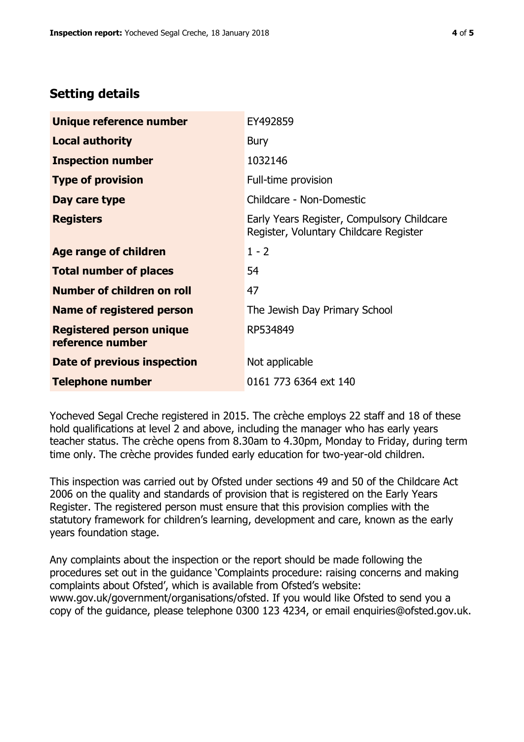## Setting details

| | |
|---|---|
| **Unique reference number** | EY492859 |
| **Local authority** | Bury |
| **Inspection number** | 1032146 |
| **Type of provision** | Full-time provision |
| **Day care type** | Childcare - Non-Domestic |
| **Registers** | Early Years Register, Compulsory Childcare Register, Voluntary Childcare Register |
| **Age range of children** | 1 - 2 |
| **Total number of places** | 54 |
| **Number of children on roll** | 47 |
| **Name of registered person** | The Jewish Day Primary School |
| **Registered person unique reference number** | RP534849 |
| **Date of previous inspection** | Not applicable |
| **Telephone number** | 0161 773 6364 ext 140 |

Yocheved Segal Creche registered in 2015. The crèche employs 22 staff and 18 of these hold qualifications at level 2 and above, including the manager who has early years teacher status. The crèche opens from 8.30am to 4.30pm, Monday to Friday, during term time only. The crèche provides funded early education for two-year-old children.

This inspection was carried out by Ofsted under sections 49 and 50 of the Childcare Act 2006 on the quality and standards of provision that is registered on the Early Years Register. The registered person must ensure that this provision complies with the statutory framework for children's learning, development and care, known as the early years foundation stage.

Any complaints about the inspection or the report should be made following the procedures set out in the guidance 'Complaints procedure: raising concerns and making complaints about Ofsted', which is available from Ofsted's website: www.gov.uk/government/organisations/ofsted. If you would like Ofsted to send you a copy of the guidance, please telephone 0300 123 4234, or email enquiries@ofsted.gov.uk.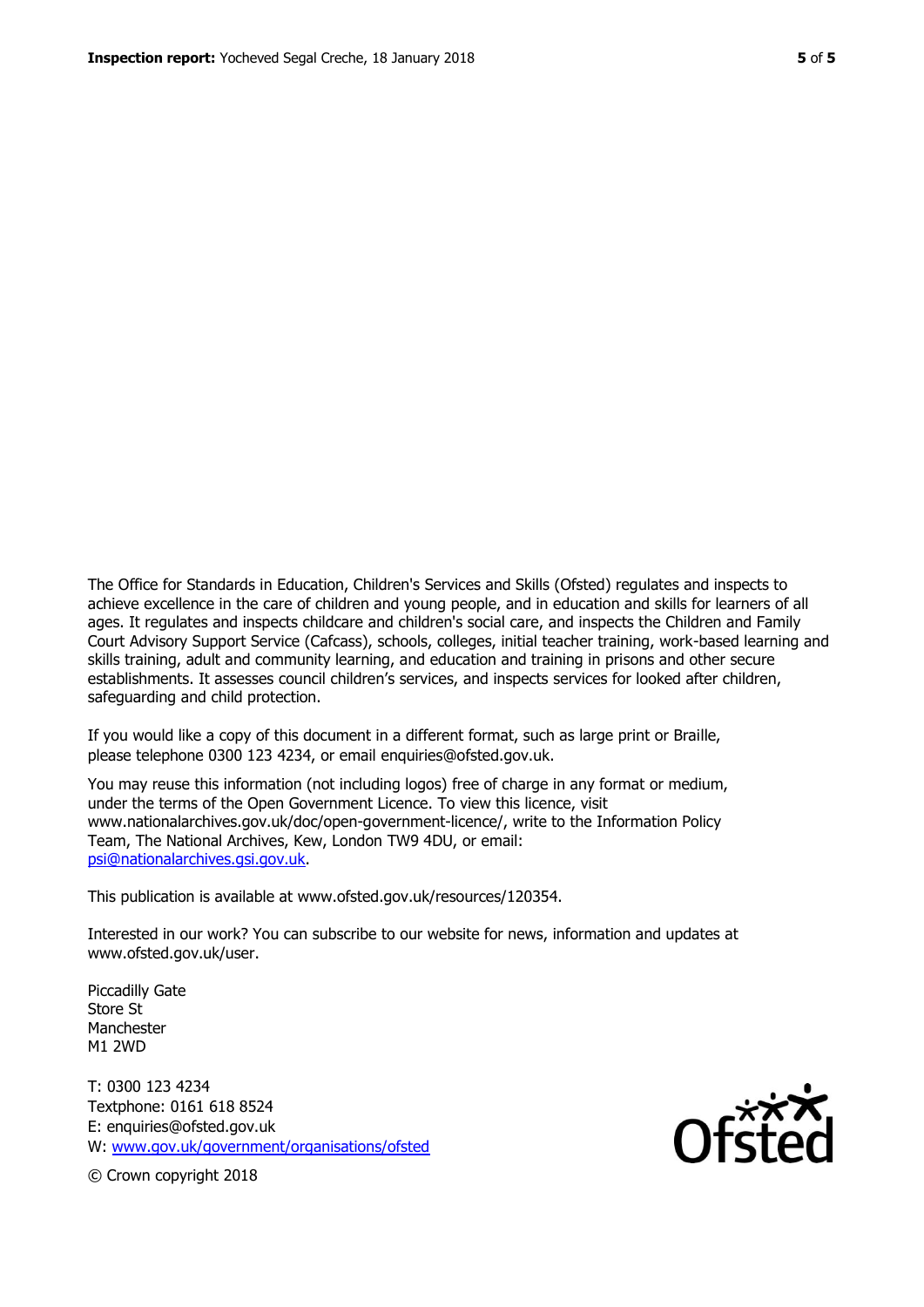The Office for Standards in Education, Children's Services and Skills (Ofsted) regulates and inspects to achieve excellence in the care of children and young people, and in education and skills for learners of all ages. It regulates and inspects childcare and children's social care, and inspects the Children and Family Court Advisory Support Service (Cafcass), schools, colleges, initial teacher training, work-based learning and skills training, adult and community learning, and education and training in prisons and other secure establishments. It assesses council children's services, and inspects services for looked after children, safeguarding and child protection.

If you would like a copy of this document in a different format, such as large print or Braille, please telephone 0300 123 4234, or email enquiries@ofsted.gov.uk.

You may reuse this information (not including logos) free of charge in any format or medium, under the terms of the Open Government Licence. To view this licence, visit www.nationalarchives.gov.uk/doc/open-government-licence/, write to the Information Policy Team, The National Archives, Kew, London TW9 4DU, or email: psi@nationalarchives.gsi.gov.uk.

This publication is available at www.ofsted.gov.uk/resources/120354.

Interested in our work? You can subscribe to our website for news, information and updates at www.ofsted.gov.uk/user.

Piccadilly Gate
Store St
Manchester
M1 2WD

T: 0300 123 4234
Textphone: 0161 618 8524
E: enquiries@ofsted.gov.uk
W: www.gov.uk/government/organisations/ofsted

© Crown copyright 2018